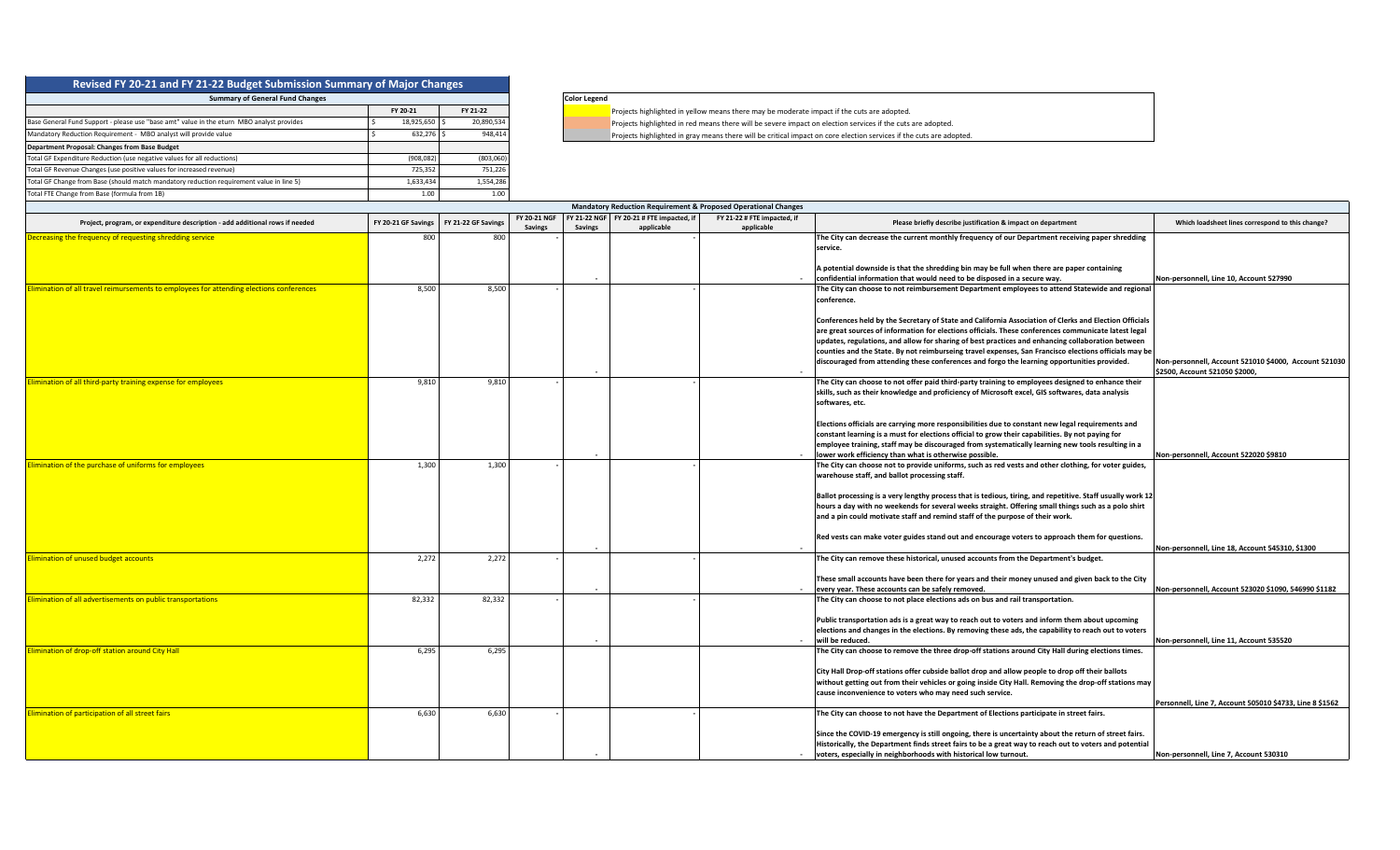## Revised FY 20-21 and FY 21-22 Budget Submission Summary of Major Changes

| Summary of General Fund Changes | FY 20-21 | FY 21-22 |
|---|---|---|
| Base General Fund Support - please use "base amt" value in the eturn MBO analyst provides | $ 18,925,650 | $ 20,890,534 |
| Mandatory Reduction Requirement - MBO analyst will provide value | $ 632,276 | $ 948,414 |
| **Department Proposal: Changes from Base Budget** | | |
| Total GF Expenditure Reduction (use negative values for all reductions) | (908,082) | (803,060) |
| Total GF Revenue Changes (use positive values for increased revenue) | 725,352 | 751,226 |
| Total GF Change from Base (should match mandatory reduction requirement value in line 5) | 1,633,434 | 1,554,286 |
| Total FTE Change from Base (formula from 1B) | 1.00 | 1.00 |

**Color Legend**

- Projects highlighted in yellow means there may be moderate impact if the cuts are adopted.
- Projects highlighted in red means there will be severe impact on election services if the cuts are adopted.
- Projects highlighted in gray means there will be critical impact on core election services if the cuts are adopted.

### Mandatory Reduction Requirement & Proposed Operational Changes

| Project, program, or expenditure description - add additional rows if needed | FY 20-21 GF Savings | FY 21-22 GF Savings | FY 20-21 NGF Savings | FY 21-22 NGF Savings | FY 20-21 # FTE impacted, if applicable | FY 21-22 # FTE impacted, if applicable | Please briefly describe justification & impact on department | Which loadsheet lines correspond to this change? |
|---|---|---|---|---|---|---|---|---|
| Decreasing the frequency of requesting shredding service | 800 | 800 | - | - | - | - | **The City can decrease the current monthly frequency of our Department receiving paper shredding service.**<br><br>**A potential downside is that the shredding bin may be full when there are paper containing confidential information that would need to be disposed in a secure way.** | **Non-personnell, Line 10, Account 527990** |
| Elimination of all travel reimbursements to employees for attending elections conferences | 8,500 | 8,500 | - | - | - | - | **The City can choose to not reimbursement Department employees to attend Statewide and regional conference.**<br><br>**Conferences held by the Secretary of State and California Association of Clerks and Election Officials are great sources of information for elections officials. These conferences communicate latest legal updates, regulations, and allow for sharing of best practices and enhancing collaboration between counties and the State. By not reimbursing travel expenses, San Francisco elections officials may be discouraged from attending these conferences and forgo the learning opportunities provided.** | **Non-personnell, Account 521010 $4000, Account 521030 $2500, Account 521050 $2000,** |
| Elimination of all third-party training expense for employees | 9,810 | 9,810 | - | - | - | - | **The City can choose to not offer paid third-party training to employees designed to enhance their skills, such as their knowledge and proficiency of Microsoft excel, GIS softwares, data analysis softwares, etc.**<br><br>**Elections officials are carrying more responsibilities due to constant new legal requirements and constant learning is a must for elections official to grow their capabilities. By not paying for employee training, staff may be discouraged from systematically learning new tools resulting in a lower work efficiency than what is otherwise possible.** | **Non-personnell, Account 522020 $9810** |
| Elimination of the purchase of uniforms for employees | 1,300 | 1,300 | - | - | - | - | **The City can choose not to provide uniforms, such as red vests and other clothing, for voter guides, warehouse staff, and ballot processing staff.**<br><br>**Ballot processing is a very lengthy process that is tedious, tiring, and repetitive. Staff usually work 12 hours a day with no weekends for several weeks straight. Offering small things such as a polo shirt and a pin could motivate staff and remind staff of the purpose of their work.**<br><br>**Red vests can make voter guides stand out and encourage voters to approach them for questions.** | **Non-personnell, Line 18, Account 545310, $1300** |
| Elimination of unused budget accounts | 2,272 | 2,272 | - | - | - | - | **The City can remove these historical, unused accounts from the Department's budget.**<br><br>**These small accounts have been there for years and their money unused and given back to the City every year. These accounts can be safely removed.** | **Non-personnell, Account 523020 $1090, 546990 $1182** |
| Elimination of all advertisements on public transportations | 82,332 | 82,332 | - | - | - | - | **The City can choose to not place elections ads on bus and rail transportation.**<br><br>**Public transportation ads is a great way to reach out to voters and inform them about upcoming elections and changes in the elections. By removing these ads, the capability to reach out to voters will be reduced.** | **Non-personnell, Line 11, Account 535520** |
| Elimination of drop-off station around City Hall | 6,295 | 6,295 | | | | | **The City can choose to remove the three drop-off stations around City Hall during elections times.**<br><br>**City Hall Drop-off stations offer cubside ballot drop and allow people to drop off their ballots without getting out from their vehicles or going inside City Hall. Removing the drop-off stations may cause inconvenience to voters who may need such service.** | **Personnell, Line 7, Account 505010 $4733, Line 8 $1562** |
| Elimination of participation of all street fairs | 6,630 | 6,630 | - | - | - | - | **The City can choose to not have the Department of Elections participate in street fairs.**<br><br>**Since the COVID-19 emergency is still ongoing, there is uncertainty about the return of street fairs. Historically, the Department finds street fairs to be a great way to reach out to voters and potential voters, especially in neighborhoods with historical low turnout.** | **Non-personnell, Line 7, Account 530310** |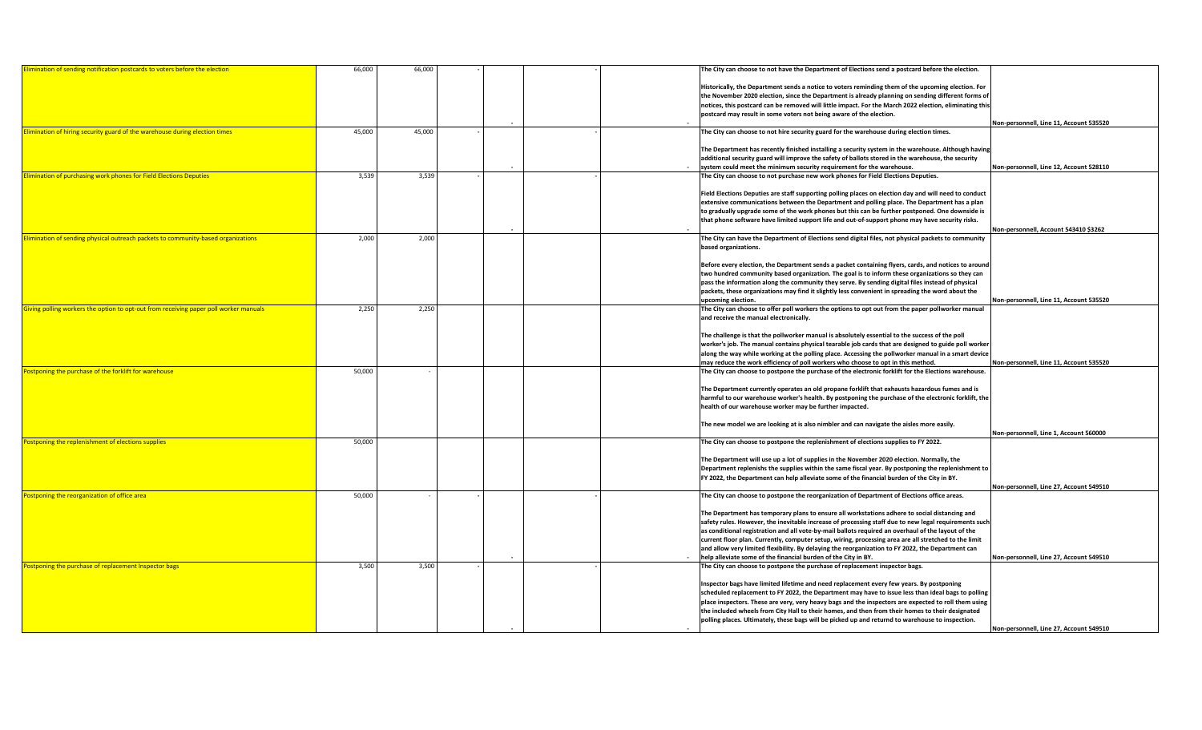| | | | | | | | | |
|---|---|---|---|---|---|---|---|---|
| Elimination of sending notification postcards to voters before the election | 66,000 | 66,000 | - | - | - | - | The City can choose to not have the Department of Elections send a postcard before the election.<br><br>Historically, the Department sends a notice to voters reminding them of the upcoming election. For the November 2020 election, since the Department is already planning on sending different forms of notices, this postcard can be removed will little impact. For the March 2022 election, eliminating this postcard may result in some voters not being aware of the election. | Non-personnell, Line 11, Account 535520 |
| Elimination of hiring security guard of the warehouse during election times | 45,000 | 45,000 | - | - | - | - | The City can choose to not hire security guard for the warehouse during election times.<br><br>The Department has recently finished installing a security system in the warehouse. Although having additional security guard will improve the safety of ballots stored in the warehouse, the security system could meet the minimum security requirement for the warehouse. | Non-personnell, Line 12, Account 528110 |
| Elimination of purchasing work phones for Field Elections Deputies | 3,539 | 3,539 | - | - | - | - | The City can choose to not purchase new work phones for Field Elections Deputies.<br><br>Field Elections Deputies are staff supporting polling places on election day and will need to conduct extensive communications between the Department and polling place. The Department has a plan to gradually upgrade some of the work phones but this can be further postponed. One downside is that phone software have limited support life and out-of-support phone may have security risks. | Non-personnell, Account 543410 $3262 |
| Elimination of sending physical outreach packets to community-based organizations | 2,000 | 2,000 | | | | | The City can have the Department of Elections send digital files, not physical packets to community based organizations.<br><br>Before every election, the Department sends a packet containing flyers, cards, and notices to around two hundred community based organization. The goal is to inform these organizations so they can pass the information along the community they serve. By sending digital files instead of physical packets, these organizations may find it slightly less convenient in spreading the word about the upcoming election. | Non-personnell, Line 11, Account 535520 |
| Giving polling workers the option to opt-out from receiving paper poll worker manuals | 2,250 | 2,250 | | | | | The City can choose to offer poll workers the options to opt out from the paper pollworker manual and receive the manual electronically.<br><br>The challenge is that the pollworker manual is absolutely essential to the success of the poll worker's job. The manual contains physical tearable job cards that are designed to guide poll worker along the way while working at the polling place. Accessing the pollworker manual in a smart device may reduce the work efficiency of poll workers who choose to opt in this method. | Non-personnell, Line 11, Account 535520 |
| Postponing the purchase of the forklift for warehouse | 50,000 | - | | | | | The City can choose to postpone the purchase of the electronic forklift for the Elections warehouse.<br><br>The Department currently operates an old propane forklift that exhausts hazardous fumes and is harmful to our warehouse worker's health. By postponing the purchase of the electronic forklift, the health of our warehouse worker may be further impacted.<br><br>The new model we are looking at is also nimbler and can navigate the aisles more easily. | Non-personnell, Line 1, Account 560000 |
| Postponing the replenishment of elections supplies | 50,000 | | | | | | The City can choose to postpone the replenishment of elections supplies to FY 2022.<br><br>The Department will use up a lot of supplies in the November 2020 election. Normally, the Department replenishs the supplies within the same fiscal year. By postponing the replenishment to FY 2022, the Department can help alleviate some of the financial burden of the City in BY. | Non-personnell, Line 27, Account 549510 |
| Postponing the reorganization of office area | 50,000 | - | - | - | - | - | The City can choose to postpone the reorganization of Department of Elections office areas.<br><br>The Department has temporary plans to ensure all workstations adhere to social distancing and safety rules. However, the inevitable increase of processing staff due to new legal requirements such as conditional registration and all vote-by-mail ballots required an overhaul of the layout of the current floor plan. Currently, computer setup, wiring, processing area are all stretched to the limit and allow very limited flexibility. By delaying the reorganization to FY 2022, the Department can help alleviate some of the financial burden of the City in BY. | Non-personnell, Line 27, Account 549510 |
| Postponing the purchase of replacement Inspector bags | 3,500 | 3,500 | - | - | - | - | The City can choose to postpone the purchase of replacement inspector bags.<br><br>Inspector bags have limited lifetime and need replacement every few years. By postponing scheduled replacement to FY 2022, the Department may have to issue less than ideal bags to polling place inspectors. These are very, very heavy bags and the inspectors are expected to roll them using the included wheels from City Hall to their homes, and then from their homes to their designated polling places. Ultimately, these bags will be picked up and returnd to warehouse to inspection. | Non-personnell, Line 27, Account 549510 |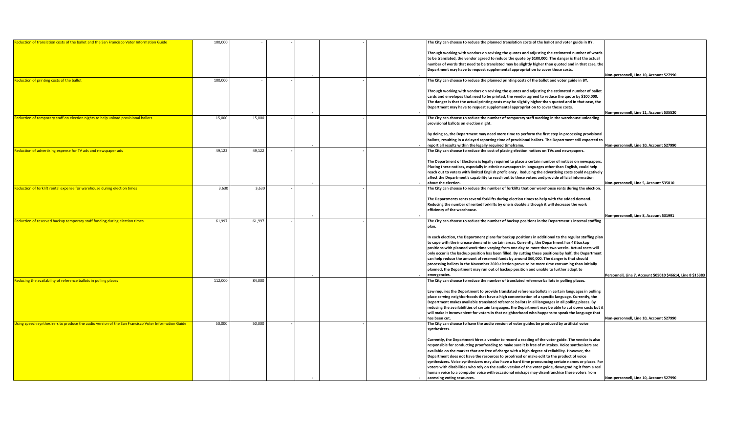| | | | | | | | | |
|---|---|---|---|---|---|---|---|---|
| Reduction of translation costs of the ballot and the San Francisco Voter Information Guide | 100,000 | - | - | - | - | - | The City can choose to reduce the planned translation costs of the ballot and voter guide in BY.<br><br>Through working with vendors on revising the quotes and adjusting the estimated number of words to be translated, the vendor agreed to reduce the quote by $100,000. The danger is that the actual number of words that need to be translated may be slightly higher than quoted and in that case, the Department may have to request supplemental appropriation to cover those costs. | Non-personnell, Line 10, Account 527990 |
| Reduction of printing costs of the ballot | 100,000 | - | - | - | - | - | The City can choose to reduce the planned printing costs of the ballot and voter guide in BY.<br><br>Through working with vendors on revising the quotes and adjusting the estimated number of ballot cards and envelopes that need to be printed, the vendor agreed to reduce the quote by $100,000. The danger is that the actual printing costs may be slightly higher than quoted and in that case, the Department may have to request supplemental appropriation to cover those costs. | Non-personnell, Line 11, Account 535520 |
| Reduction of temporary staff on election nights to help unload provisional ballots | 15,000 | 15,000 | - | - | - | - | The City can choose to reduce the number of temporary staff working in the warehouse unloading provisional ballots on election night.<br><br>By doing so, the Department may need more time to perform the first step in processing provisional ballots, resulting in a delayed reporting time of provisional ballots. The Department still expected to report all results within the legally required timeframe. | Non-personnell, Line 10, Account 527990 |
| Reduction of advertising expense for TV ads and newspaper ads | 49,122 | 49,122 | - | - | - | - | The City can choose to reduce the cost of placing election notices on TVs and newspapers.<br><br>The Department of Elections is legally required to place a certain number of notices on newspapers. Placing these notices, especially in ethnic newspapers in languages other than English, could help reach out to voters with limited English proficiency. Reducing the advertising costs could negatively affect the Department's capability to reach out to these voters and provide official information about the election. | Non-personnell, Line 5, Account 535810 |
| Reduction of forklift rental expense for warehouse during election times | 3,630 | 3,630 | - | - | - | - | The City can choose to reduce the number of forklifts that our warehouse rents during the election.<br><br>The Departments rents several forklifts during election times to help with the added demand. Reducing the number of rented forklifts by one is doable although it will decrease the work efficiency of the warehouse. | Non-personnell, Line 8, Account 531991 |
| Reduction of reserved backup temporary staff funding during election times | 61,997 | 61,997 | - | - | - | - | The City can choose to reduce the number of backup positions in the Department's internal staffing plan.<br><br>In each election, the Department plans for backup positions in additional to the regular staffing plan to cope with the increase demand in certain areas. Currently, the Department has 48 backup positions with planned work time varying from one day to more than two weeks. Actual costs will only occur is the backup position has been filled. By cutting these positions by half, the Department can help reduce the amount of reserved funds by around $60,000. The danger is that should processing ballots in the November 2020 election prove to be more time consuming than initially planned, the Department may run out of backup position and unable to further adapt to emergencies. | Personnell, Line 7, Account 505010 $46614, Line 8 $15383 |
| Reducing the availability of reference ballots in polling places | 112,000 | 84,000 | | | | | The City can choose to reduce the number of translated reference ballots in polling places.<br><br>Law requires the Department to provide translated reference ballots in certain languages in polling place serving neighborhoods that have a high concentration of a specific language. Currently, the Department makes available translated reference ballots in all languages in all polling places. By reducing the availabilities of certain languages, the Department may be able to cut down costs but it will make it inconvenient for voters in that neighborhood who happens to speak the language that has been cut. | Non-personnell, Line 10, Account 527990 |
| Using speech synthesizers to produce the audio version of the San Francisco Voter Information Guide | 50,000 | 50,000 | - | - | - | - | The City can choose to have the audio version of voter guides be produced by artificial voice synthesizers.<br><br>Currently, the Department hires a vendor to record a reading of the voter guide. The vendor is also responsible for conducting proofreading to make sure it is free of mistakes. Voice synthesizers are available on the market that are free of charge with a high degree of reliability. However, the Department does not have the resources to proofread or make edit to the product of voice synthesizers. Voice synthesizers may also have a hard time pronouncing certain names or places. For voters with disabilities who rely on the audio version of the voter guide, downgrading it from a real human voice to a computer voice with occasional mishaps may disenfranchise these voters from accessing voting resources. | Non-personnell, Line 10, Account 527990 |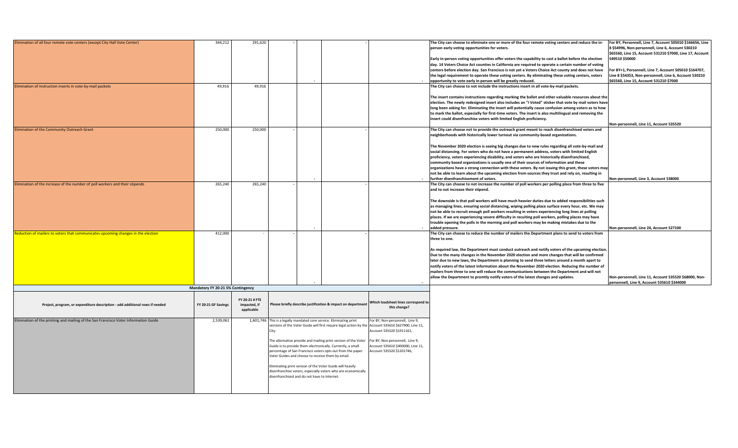| | | | | | | | | |
|---|---|---|---|---|---|---|---|---|
| Elimination of all four remote vote centers (except City Hall Vote Center) | 344,212 | 291,620 | - | | - | - | The City can choose to eliminate one or more of the four remote voting centers and reduce the in-person early voting opportunities for voters.<br><br>Early in-person voting opportunities offer voters the capability to cast a ballot before the election day. 14 Voters Choice Act counties in California are required to operate a certain number of voting centers before election day. San Francisco is not yet a Voters Choice Act county and does not have the legal requirement to operate these voting centers. By eliminating these voting centers, voters opportunity to vote early in person will be greatly reduced. | For BY, Personnell, Line 7, Account 505010 $166656, Line 8 $54996, Non-personnell, Line 6, Account 530210 $65560, Line 15, Account 531210 $7000, Line 17, Account 549510 $50000<br><br>For BY+1, Personnell, Line 7, Account 505010 $164707, Line 8 $54353, Non-personnell, Line 6, Account 530210 $65560, Line 15, Account 531210 $7000 |
| Elimination of instruction inserts in vote-by-mail packets | 49,916 | 49,916 | | | | | The City can choose to not include the instructions insert in all vote-by-mail packets.<br><br>The insert contains instructions regarding marking the ballot and other valuable resources about the election. The newly redesigned insert also includes an "I Voted" sticker that vote by mail voters have long been asking for. Eliminating the insert will potentially cause confusion among voters as to how to mark the ballot, especially for first-time voters. The insert is also multilingual and removing the insert could disenfranchise voters with limited English proficiency. | Non-personnell, Line 11, Account 535520 |
| Elimination of the Community Outreach Grant | 250,000 | 250,000 | - | | - | - | The City can choose not to provide the outreach grant meant to reach disenfranchised voters and neighborhoods with historically lower turnout via community-based organizations.<br><br>The November 2020 election is seeing big changes due to new rules regarding all vote-by-mail and social distancing. For voters who do not have a permanent address, voters with limited English proficiency, voters experiencing disability, and voters who are historically disenfranchised, community based organizations is usually one of their sources of information and these organizations have a strong connection with these voters. By not issuing this grant, these voters may not be able to learn about the upcoming election from sources they trust and rely on, resulting in further disenfranchisement of voters. | Non-personnell, Line 3, Account 538000 |
| Elimination of the increase of the number of poll workers and their stipends | 265,240 | 265,240 | - | | - | - | The City can choose to not increase the number of poll workers per polling place from three to five and to not increase their stipend.<br><br>The downside is that poll workers will have much heavier duties due to added responsibilities such as managing lines, ensuring social distancing, wiping polling place surface every hour, etc. We may not be able to recruit enough poll workers resulting in voters experiencing long lines at polling places. If we are experiencing severe difficulty in recuiting poll workers, polling places may have trouble opening the polls in the morning and poll workers may be making mistakes due to the added pressure. | Non-personnell, Line 24, Account 527100 |
| Reduction of mailers to voters that communicates upcoming changes in the election | 412,000 | - | - | | - | - | The City can choose to reduce the number of mailers the Department plans to send to voters from three to one.<br><br>As required law, the Department must conduct outreach and notify voters of the upcoming election. Due to the many changes in the November 2020 election and more changes that will be confirmed later due to new laws, the Department is planning to send three letters around a month apart to notify voters of the latest information about the November 2020 election. Reducing the number of mailers from three to one will reduce the communications between the Department and will not allow the Department to promtly notify voters of the latest changes and updates. | Non-personnell, Line 11, Account 535520 $68000, Non-personnell, Line 9, Account 535610 $344000 |

**Mandatory FY 20-21 5% Contingency**

| Project, program, or expenditure description - add additional rows if needed | FY 20-21 GF Savings | FY 20-21 # FTE impacted, if applicable | Please briefly describe justification & impact on department | Which loadsheet lines correspond to this change? |
|---|---|---|---|---|
| Elimination of the printing and mailing of the San Francisco Voter Information Guide | 2,539,061 | 1,601,746 | This is a legally mandated core service. Eliminating print versions of the Voter Guide will first require legal action by the City.<br><br>The alternative provide and mailing print version of the Voter Guide is to provide them electronically. Currently, a small percentage of San Francisco voters opts out from the paper Voter Guides and choose to receive them by email.<br><br>Eliminating print version of the Voter Guide will heavily disenfranchise voters, especially voters who are economically disenfranchised and do not have to Internet. | For BY, Non-personnell, Line 9, Account 535610 $627900, Line 11, Account 535520 $1911161,<br><br>For BY, Non-personnell, Line 9, Account 535610 $400000, Line 11, Account 535520 $1201746, |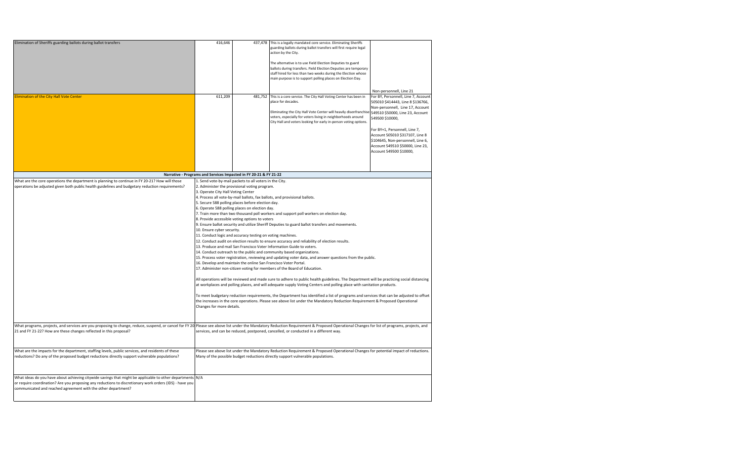| | | | | |
|---|---|---|---|---|
| Elimination of Sheriffs guarding ballots during ballot transfers | 416,646 | 437,478 | This is a legally mandated core service. Eliminating Sheriffs guarding ballots during ballot transfers will first require legal action by the City.<br><br>The alternative is to use Field Election Deputies to guard ballots during transfers. Field Election Deputies are temporary staff hired for less than two weeks during the Election whose main purpose is to support polling places on Election Day. | Non-personnell, Line 21 |
| Elimination of the City Hall Vote Center | 611,209 | 481,752 | This is a core service. The City Hall Voting Center has been in place for decades.<br><br>Eliminating the City Hall Vote Center will heavily disenfranchise voters, especially for voters living in neighborhoods around City Hall and voters looking for early in-person voting options. | For BY, Personnell, Line 7, Account 505010 $414443, Line 8 $136766, Non-personnel, Line 17, Account 549510 $50000, Line 23, Account 549500 $10000,<br><br>For BY+1, Personnell, Line 7, Account 505010 $317107, Line 8 $104645, Non-personnell, Line 6, Account 549510 $50000, Line 23, Account 549500 $10000, |

**Narrative - Programs and Services Impacted in FY 20-21 & FY 21-22**

| | |
|---|---|
| What are the core operations the department is planning to continue in FY 20-21? How will those operations be adjusted given both public health guidelines and budgetary reduction requirements? | 1. Send vote-by-mail packets to all voters in the City.<br>2. Administer the provisional voting program.<br>3. Operate City Hall Voting Center<br>4. Process all vote-by-mail ballots, fax ballots, and provisional ballots.<br>5. Secure 588 polling places before election day.<br>6. Operate 588 polling places on election day.<br>7. Train more than two thousand poll workers and support poll workers on election day.<br>8. Provide accessible voting options to voters<br>9. Ensure ballot security and utilize Sheriff Deputies to guard ballot transfers and movements.<br>10. Ensure cyber security.<br>11. Conduct logic and accuracy testing on voting machines.<br>12. Conduct audit on election results to ensure accuracy and reliability of election results.<br>13. Produce and mail San Francisco Voter Information Guide to voters.<br>14. Conduct outreach to the public and community based organizations.<br>15. Process voter registration, reviewing and updating voter data, and answer questions from the public.<br>16. Develop and maintain the online San Francisco Voter Portal.<br>17. Administer non-citizen voting for members of the Board of Education.<br><br>All operations will be reviewed and made sure to adhere to public health guidelines. The Department will be practicing social distancing at workplaces and polling places, and will adequate supply Voting Centers and polling place with sanitation products.<br><br>To meet budgetary reduction requirements, the Department has identified a list of programs and services that can be adjusted to offset the increases in the core operations. Please see above list under the Mandatory Reduction Requirement & Proposed Operational Changes for more details. |
| What programs, projects, and services are you proposing to change, reduce, suspend, or cancel for FY 20-21 and FY 21-22? How are these changes reflected in this proposal? | Please see above list under the Mandatory Reduction Requirement & Proposed Operational Changes for list of programs, projects, and services, and can be reduced, postponed, cancelled, or conducted in a different way. |
| What are the impacts for the department, staffing levels, public services, and residents of these reductions? Do any of the proposed budget reductions directly support vulnerable populations? | Please see above list under the Mandatory Reduction Requirement & Proposed Operational Changes for potential impact of reductions. Many of the possible budget reductions directly support vulnerable populations. |
| What ideas do you have about achieving citywide savings that might be applicable to other departments or require coordination? Are you proposing any reductions to discretionary work orders (IDS) - have you communicated and reached agreement with the other department? | N/A |